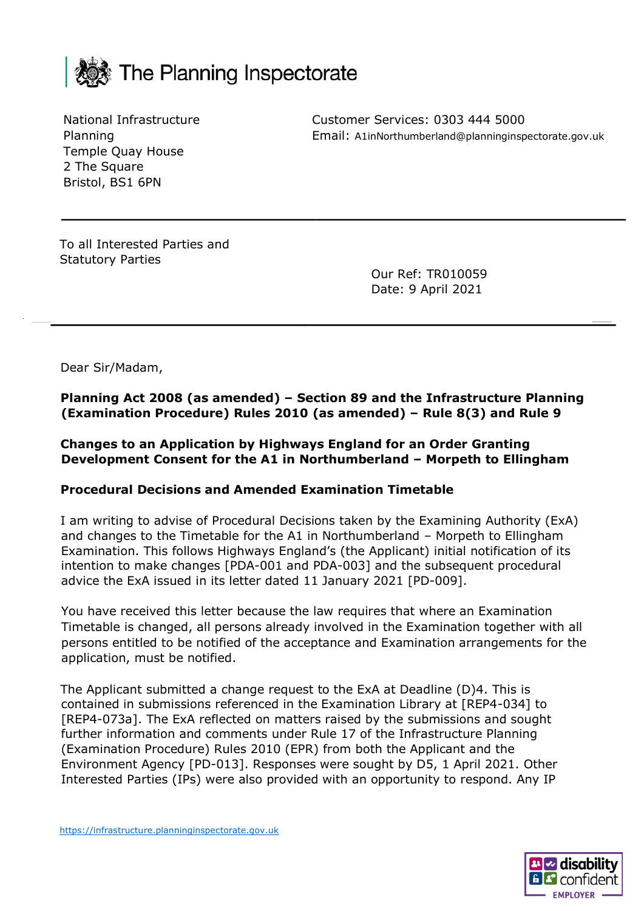# The Planning Inspectorate

National Infrastructure Planning
Temple Quay House
2 The Square
Bristol, BS1 6PN

Customer Services: 0303 444 5000
Email: A1inNorthumberland@planninginspectorate.gov.uk

To all Interested Parties and Statutory Parties

Our Ref: TR010059
Date: 9 April 2021

Dear Sir/Madam,

**Planning Act 2008 (as amended) – Section 89 and the Infrastructure Planning (Examination Procedure) Rules 2010 (as amended) – Rule 8(3) and Rule 9**

**Changes to an Application by Highways England for an Order Granting Development Consent for the A1 in Northumberland – Morpeth to Ellingham**

**Procedural Decisions and Amended Examination Timetable**

I am writing to advise of Procedural Decisions taken by the Examining Authority (ExA) and changes to the Timetable for the A1 in Northumberland – Morpeth to Ellingham Examination. This follows Highways England's (the Applicant) initial notification of its intention to make changes [PDA-001 and PDA-003] and the subsequent procedural advice the ExA issued in its letter dated 11 January 2021 [PD-009].

You have received this letter because the law requires that where an Examination Timetable is changed, all persons already involved in the Examination together with all persons entitled to be notified of the acceptance and Examination arrangements for the application, must be notified.

The Applicant submitted a change request to the ExA at Deadline (D)4. This is contained in submissions referenced in the Examination Library at [REP4-034] to [REP4-073a]. The ExA reflected on matters raised by the submissions and sought further information and comments under Rule 17 of the Infrastructure Planning (Examination Procedure) Rules 2010 (EPR) from both the Applicant and the Environment Agency [PD-013]. Responses were sought by D5, 1 April 2021. Other Interested Parties (IPs) were also provided with an opportunity to respond. Any IP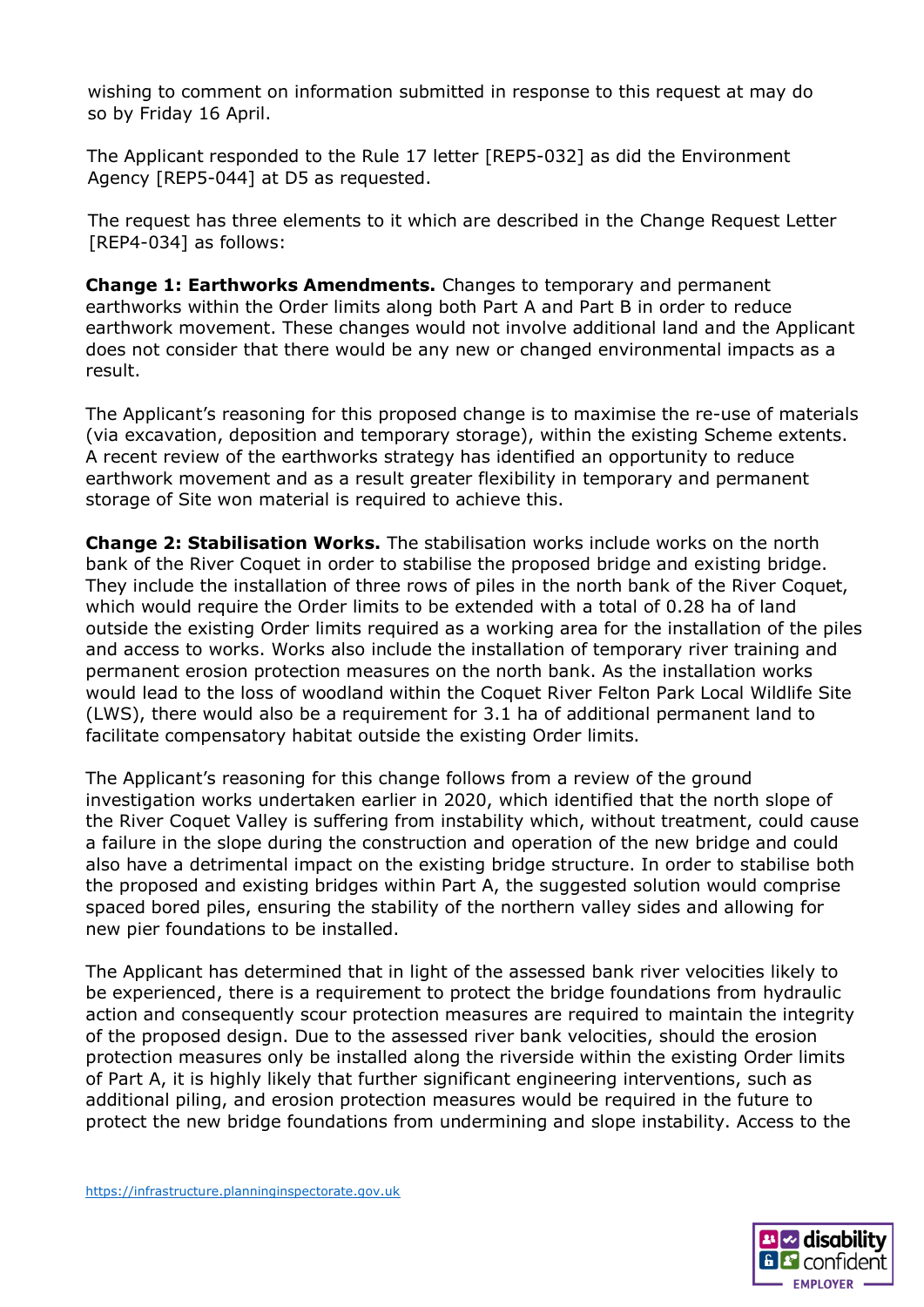wishing to comment on information submitted in response to this request at may do so by Friday 16 April.

The Applicant responded to the Rule 17 letter [REP5-032] as did the Environment Agency [REP5-044] at D5 as requested.

The request has three elements to it which are described in the Change Request Letter [REP4-034] as follows:

**Change 1: Earthworks Amendments.** Changes to temporary and permanent earthworks within the Order limits along both Part A and Part B in order to reduce earthwork movement. These changes would not involve additional land and the Applicant does not consider that there would be any new or changed environmental impacts as a result.

The Applicant's reasoning for this proposed change is to maximise the re-use of materials (via excavation, deposition and temporary storage), within the existing Scheme extents. A recent review of the earthworks strategy has identified an opportunity to reduce earthwork movement and as a result greater flexibility in temporary and permanent storage of Site won material is required to achieve this.

**Change 2: Stabilisation Works.** The stabilisation works include works on the north bank of the River Coquet in order to stabilise the proposed bridge and existing bridge. They include the installation of three rows of piles in the north bank of the River Coquet, which would require the Order limits to be extended with a total of 0.28 ha of land outside the existing Order limits required as a working area for the installation of the piles and access to works. Works also include the installation of temporary river training and permanent erosion protection measures on the north bank. As the installation works would lead to the loss of woodland within the Coquet River Felton Park Local Wildlife Site (LWS), there would also be a requirement for 3.1 ha of additional permanent land to facilitate compensatory habitat outside the existing Order limits.

The Applicant's reasoning for this change follows from a review of the ground investigation works undertaken earlier in 2020, which identified that the north slope of the River Coquet Valley is suffering from instability which, without treatment, could cause a failure in the slope during the construction and operation of the new bridge and could also have a detrimental impact on the existing bridge structure. In order to stabilise both the proposed and existing bridges within Part A, the suggested solution would comprise spaced bored piles, ensuring the stability of the northern valley sides and allowing for new pier foundations to be installed.

The Applicant has determined that in light of the assessed bank river velocities likely to be experienced, there is a requirement to protect the bridge foundations from hydraulic action and consequently scour protection measures are required to maintain the integrity of the proposed design. Due to the assessed river bank velocities, should the erosion protection measures only be installed along the riverside within the existing Order limits of Part A, it is highly likely that further significant engineering interventions, such as additional piling, and erosion protection measures would be required in the future to protect the new bridge foundations from undermining and slope instability. Access to the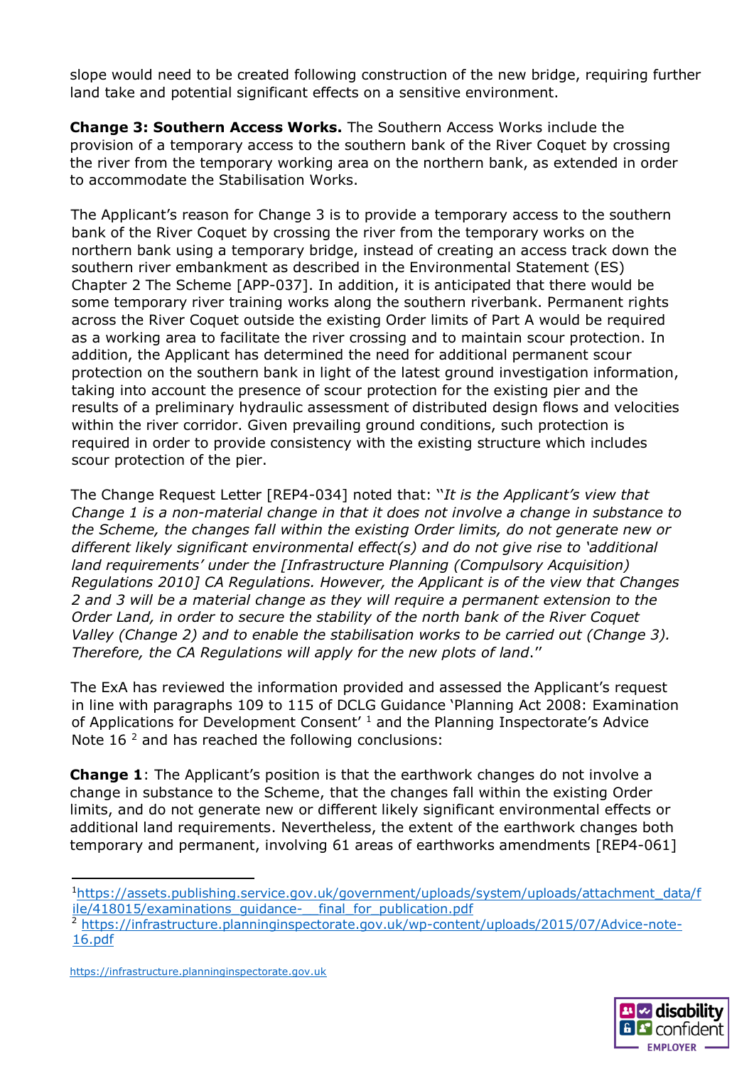slope would need to be created following construction of the new bridge, requiring further land take and potential significant effects on a sensitive environment.

**Change 3: Southern Access Works.** The Southern Access Works include the provision of a temporary access to the southern bank of the River Coquet by crossing the river from the temporary working area on the northern bank, as extended in order to accommodate the Stabilisation Works.

The Applicant's reason for Change 3 is to provide a temporary access to the southern bank of the River Coquet by crossing the river from the temporary works on the northern bank using a temporary bridge, instead of creating an access track down the southern river embankment as described in the Environmental Statement (ES) Chapter 2 The Scheme [APP-037]. In addition, it is anticipated that there would be some temporary river training works along the southern riverbank. Permanent rights across the River Coquet outside the existing Order limits of Part A would be required as a working area to facilitate the river crossing and to maintain scour protection. In addition, the Applicant has determined the need for additional permanent scour protection on the southern bank in light of the latest ground investigation information, taking into account the presence of scour protection for the existing pier and the results of a preliminary hydraulic assessment of distributed design flows and velocities within the river corridor. Given prevailing ground conditions, such protection is required in order to provide consistency with the existing structure which includes scour protection of the pier.

The Change Request Letter [REP4-034] noted that: "*It is the Applicant's view that Change 1 is a non-material change in that it does not involve a change in substance to the Scheme, the changes fall within the existing Order limits, do not generate new or different likely significant environmental effect(s) and do not give rise to 'additional land requirements' under the [Infrastructure Planning (Compulsory Acquisition) Regulations 2010] CA Regulations. However, the Applicant is of the view that Changes 2 and 3 will be a material change as they will require a permanent extension to the Order Land, in order to secure the stability of the north bank of the River Coquet Valley (Change 2) and to enable the stabilisation works to be carried out (Change 3). Therefore, the CA Regulations will apply for the new plots of land*."

The ExA has reviewed the information provided and assessed the Applicant's request in line with paragraphs 109 to 115 of DCLG Guidance 'Planning Act 2008: Examination of Applications for Development Consent' [1] and the Planning Inspectorate's Advice Note 16 [2] and has reached the following conclusions:

**Change 1**: The Applicant's position is that the earthwork changes do not involve a change in substance to the Scheme, that the changes fall within the existing Order limits, and do not generate new or different likely significant environmental effects or additional land requirements. Nevertheless, the extent of the earthwork changes both temporary and permanent, involving 61 areas of earthworks amendments [REP4-061]

---

[1] https://assets.publishing.service.gov.uk/government/uploads/system/uploads/attachment_data/file/418015/examinations_guidance-__final_for_publication.pdf

[2] https://infrastructure.planninginspectorate.gov.uk/wp-content/uploads/2015/07/Advice-note-16.pdf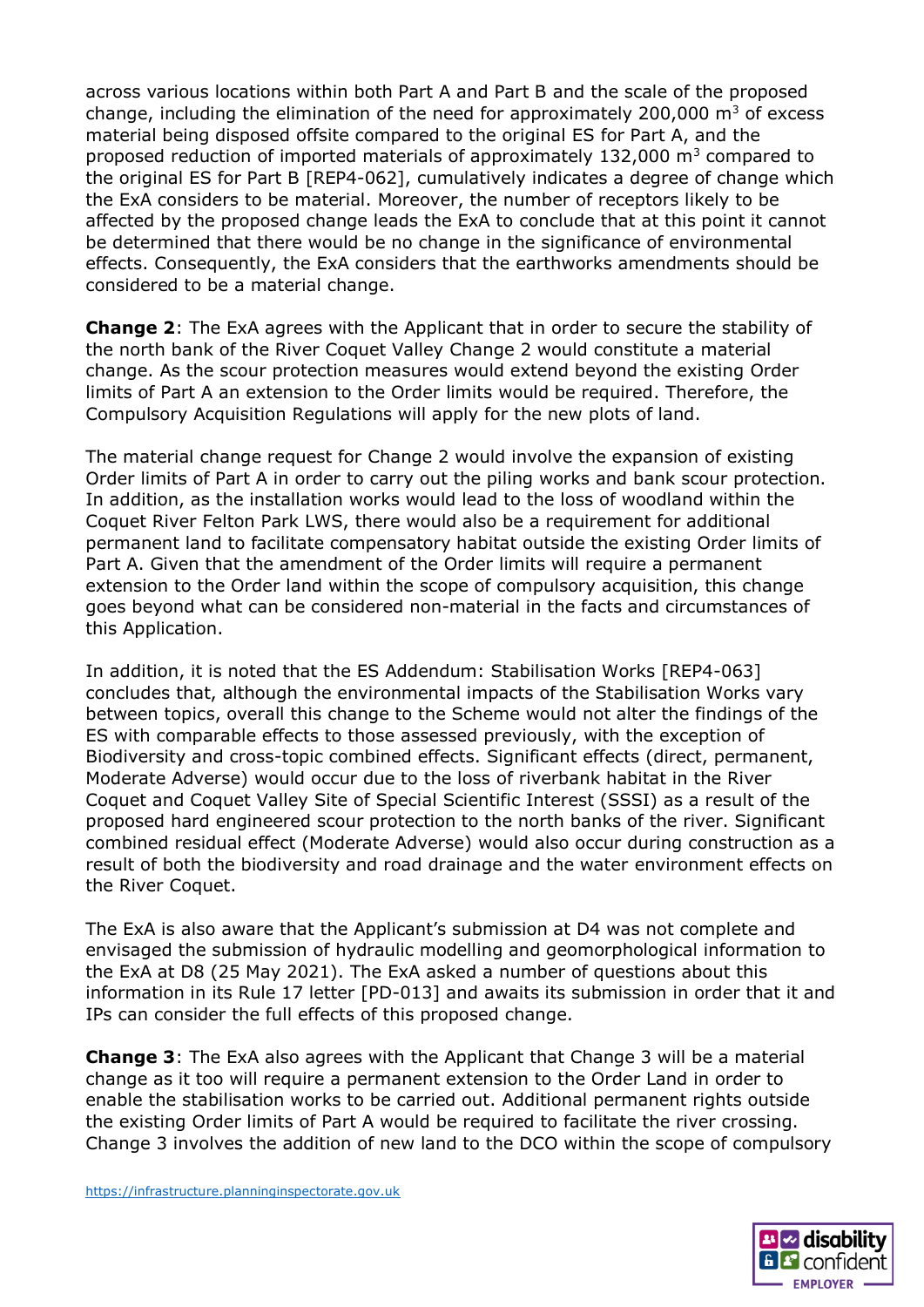across various locations within both Part A and Part B and the scale of the proposed change, including the elimination of the need for approximately 200,000 $m^3$ of excess material being disposed offsite compared to the original ES for Part A, and the proposed reduction of imported materials of approximately 132,000 $m^3$ compared to the original ES for Part B [REP4-062], cumulatively indicates a degree of change which the ExA considers to be material. Moreover, the number of receptors likely to be affected by the proposed change leads the ExA to conclude that at this point it cannot be determined that there would be no change in the significance of environmental effects. Consequently, the ExA considers that the earthworks amendments should be considered to be a material change.

**Change 2**: The ExA agrees with the Applicant that in order to secure the stability of the north bank of the River Coquet Valley Change 2 would constitute a material change. As the scour protection measures would extend beyond the existing Order limits of Part A an extension to the Order limits would be required. Therefore, the Compulsory Acquisition Regulations will apply for the new plots of land.

The material change request for Change 2 would involve the expansion of existing Order limits of Part A in order to carry out the piling works and bank scour protection. In addition, as the installation works would lead to the loss of woodland within the Coquet River Felton Park LWS, there would also be a requirement for additional permanent land to facilitate compensatory habitat outside the existing Order limits of Part A. Given that the amendment of the Order limits will require a permanent extension to the Order land within the scope of compulsory acquisition, this change goes beyond what can be considered non-material in the facts and circumstances of this Application.

In addition, it is noted that the ES Addendum: Stabilisation Works [REP4-063] concludes that, although the environmental impacts of the Stabilisation Works vary between topics, overall this change to the Scheme would not alter the findings of the ES with comparable effects to those assessed previously, with the exception of Biodiversity and cross-topic combined effects. Significant effects (direct, permanent, Moderate Adverse) would occur due to the loss of riverbank habitat in the River Coquet and Coquet Valley Site of Special Scientific Interest (SSSI) as a result of the proposed hard engineered scour protection to the north banks of the river. Significant combined residual effect (Moderate Adverse) would also occur during construction as a result of both the biodiversity and road drainage and the water environment effects on the River Coquet.

The ExA is also aware that the Applicant's submission at D4 was not complete and envisaged the submission of hydraulic modelling and geomorphological information to the ExA at D8 (25 May 2021). The ExA asked a number of questions about this information in its Rule 17 letter [PD-013] and awaits its submission in order that it and IPs can consider the full effects of this proposed change.

**Change 3**: The ExA also agrees with the Applicant that Change 3 will be a material change as it too will require a permanent extension to the Order Land in order to enable the stabilisation works to be carried out. Additional permanent rights outside the existing Order limits of Part A would be required to facilitate the river crossing. Change 3 involves the addition of new land to the DCO within the scope of compulsory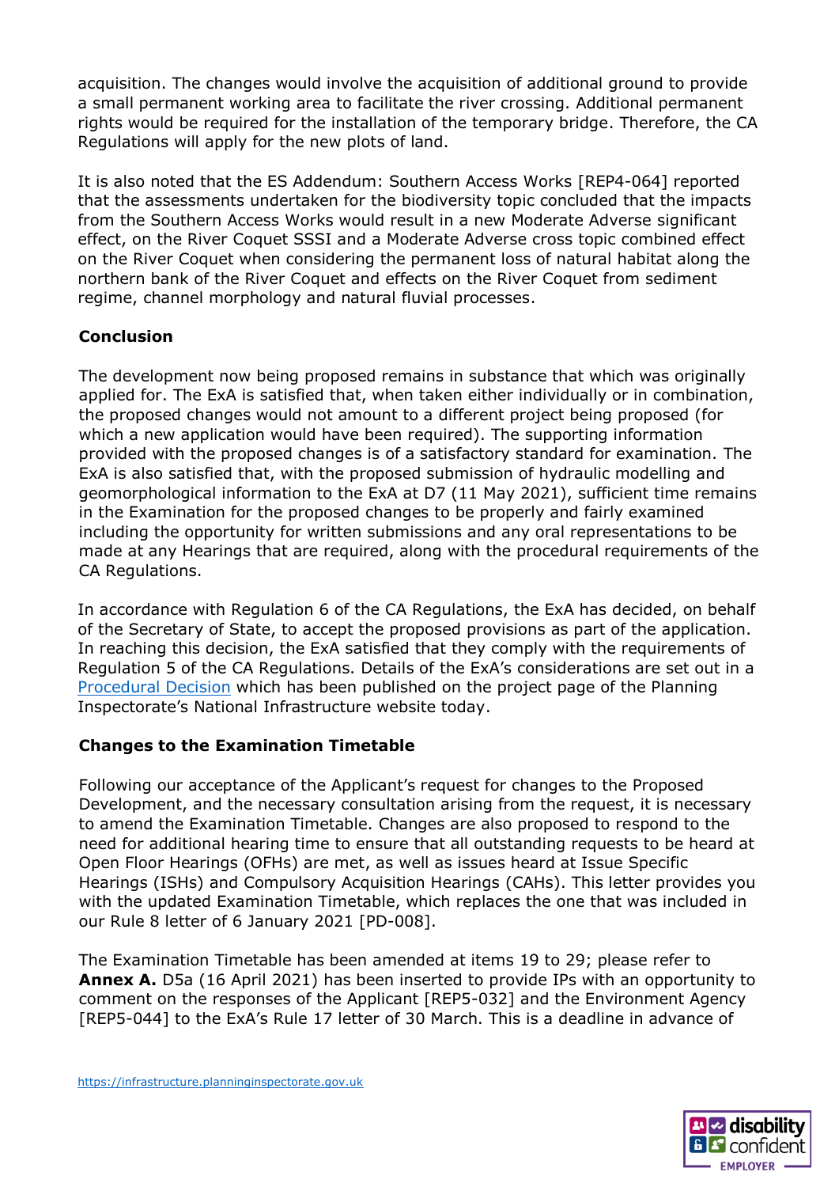acquisition. The changes would involve the acquisition of additional ground to provide a small permanent working area to facilitate the river crossing. Additional permanent rights would be required for the installation of the temporary bridge. Therefore, the CA Regulations will apply for the new plots of land.

It is also noted that the ES Addendum: Southern Access Works [REP4-064] reported that the assessments undertaken for the biodiversity topic concluded that the impacts from the Southern Access Works would result in a new Moderate Adverse significant effect, on the River Coquet SSSI and a Moderate Adverse cross topic combined effect on the River Coquet when considering the permanent loss of natural habitat along the northern bank of the River Coquet and effects on the River Coquet from sediment regime, channel morphology and natural fluvial processes.

**Conclusion**

The development now being proposed remains in substance that which was originally applied for. The ExA is satisfied that, when taken either individually or in combination, the proposed changes would not amount to a different project being proposed (for which a new application would have been required). The supporting information provided with the proposed changes is of a satisfactory standard for examination. The ExA is also satisfied that, with the proposed submission of hydraulic modelling and geomorphological information to the ExA at D7 (11 May 2021), sufficient time remains in the Examination for the proposed changes to be properly and fairly examined including the opportunity for written submissions and any oral representations to be made at any Hearings that are required, along with the procedural requirements of the CA Regulations.

In accordance with Regulation 6 of the CA Regulations, the ExA has decided, on behalf of the Secretary of State, to accept the proposed provisions as part of the application. In reaching this decision, the ExA satisfied that they comply with the requirements of Regulation 5 of the CA Regulations. Details of the ExA's considerations are set out in a Procedural Decision which has been published on the project page of the Planning Inspectorate's National Infrastructure website today.

**Changes to the Examination Timetable**

Following our acceptance of the Applicant's request for changes to the Proposed Development, and the necessary consultation arising from the request, it is necessary to amend the Examination Timetable. Changes are also proposed to respond to the need for additional hearing time to ensure that all outstanding requests to be heard at Open Floor Hearings (OFHs) are met, as well as issues heard at Issue Specific Hearings (ISHs) and Compulsory Acquisition Hearings (CAHs). This letter provides you with the updated Examination Timetable, which replaces the one that was included in our Rule 8 letter of 6 January 2021 [PD-008].

The Examination Timetable has been amended at items 19 to 29; please refer to **Annex A.** D5a (16 April 2021) has been inserted to provide IPs with an opportunity to comment on the responses of the Applicant [REP5-032] and the Environment Agency [REP5-044] to the ExA's Rule 17 letter of 30 March. This is a deadline in advance of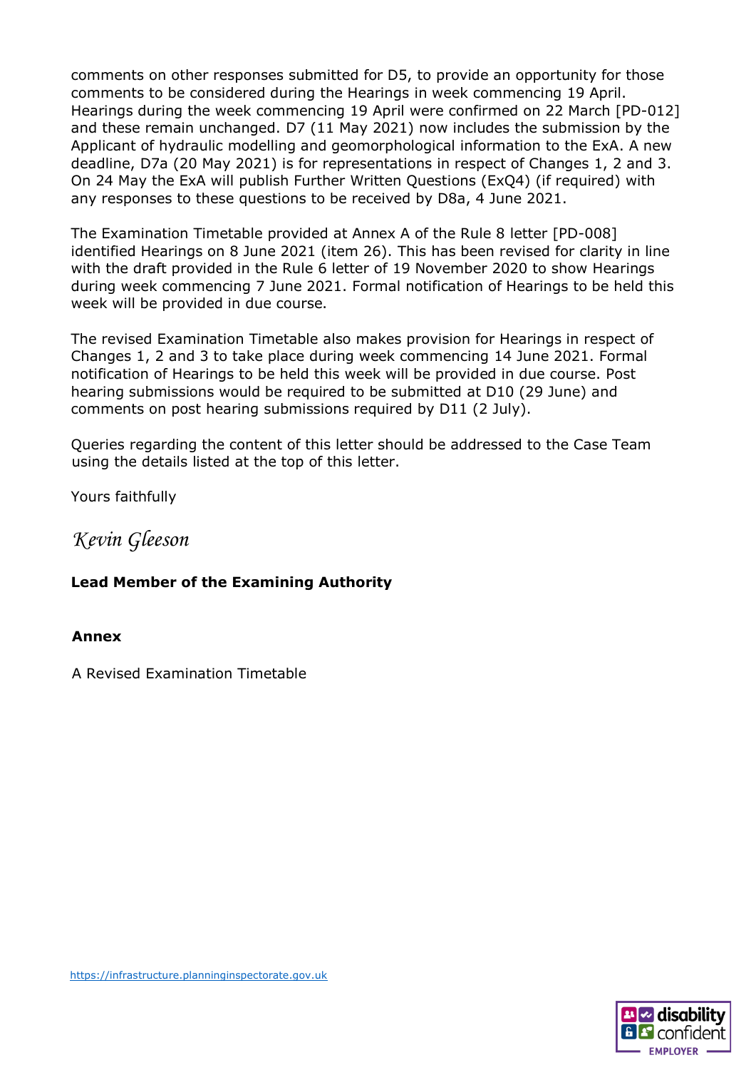comments on other responses submitted for D5, to provide an opportunity for those comments to be considered during the Hearings in week commencing 19 April. Hearings during the week commencing 19 April were confirmed on 22 March [PD-012] and these remain unchanged. D7 (11 May 2021) now includes the submission by the Applicant of hydraulic modelling and geomorphological information to the ExA. A new deadline, D7a (20 May 2021) is for representations in respect of Changes 1, 2 and 3. On 24 May the ExA will publish Further Written Questions (ExQ4) (if required) with any responses to these questions to be received by D8a, 4 June 2021.

The Examination Timetable provided at Annex A of the Rule 8 letter [PD-008] identified Hearings on 8 June 2021 (item 26). This has been revised for clarity in line with the draft provided in the Rule 6 letter of 19 November 2020 to show Hearings during week commencing 7 June 2021. Formal notification of Hearings to be held this week will be provided in due course.

The revised Examination Timetable also makes provision for Hearings in respect of Changes 1, 2 and 3 to take place during week commencing 14 June 2021. Formal notification of Hearings to be held this week will be provided in due course. Post hearing submissions would be required to be submitted at D10 (29 June) and comments on post hearing submissions required by D11 (2 July).

Queries regarding the content of this letter should be addressed to the Case Team using the details listed at the top of this letter.

Yours faithfully

*Kevin Gleeson*

**Lead Member of the Examining Authority**

**Annex**

A Revised Examination Timetable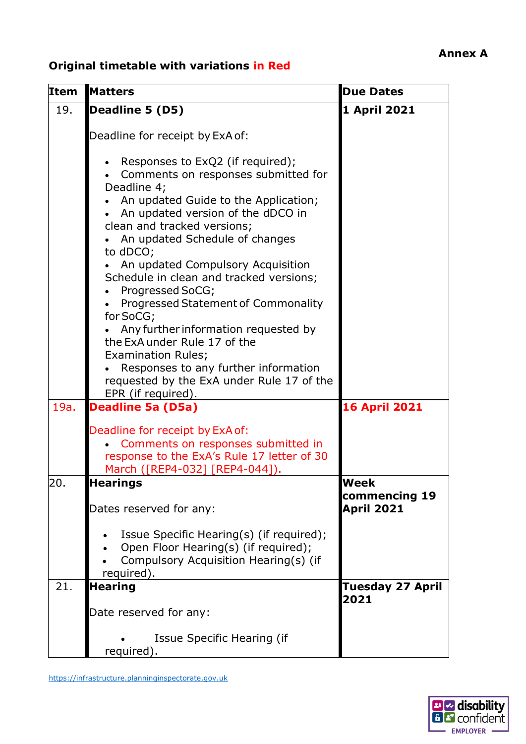**Annex A**

**Original timetable with variations in Red**

| Item | Matters | Due Dates |
|---|---|---|
| 19. | **Deadline 5 (D5)**<br><br>Deadline for receipt by ExA of:<br><br>• Responses to ExQ2 (if required);<br>• Comments on responses submitted for Deadline 4;<br>• An updated Guide to the Application;<br>• An updated version of the dDCO in clean and tracked versions;<br>• An updated Schedule of changes to dDCO;<br>• An updated Compulsory Acquisition Schedule in clean and tracked versions;<br>• Progressed SoCG;<br>• Progressed Statement of Commonality for SoCG;<br>• Any further information requested by the ExA under Rule 17 of the Examination Rules;<br>• Responses to any further information requested by the ExA under Rule 17 of the EPR (if required). | **1 April 2021** |
| 19a. | **Deadline 5a (D5a)**<br><br>Deadline for receipt by ExA of:<br>• Comments on responses submitted in response to the ExA's Rule 17 letter of 30 March ([REP4-032] [REP4-044]). | **16 April 2021** |
| 20. | **Hearings**<br><br>Dates reserved for any:<br><br>• Issue Specific Hearing(s) (if required);<br>• Open Floor Hearing(s) (if required);<br>• Compulsory Acquisition Hearing(s) (if required). | **Week commencing 19 April 2021** |
| 21. | **Hearing**<br><br>Date reserved for any:<br><br>• Issue Specific Hearing (if required). | **Tuesday 27 April 2021** |

https://infrastructure.planninginspectorate.gov.uk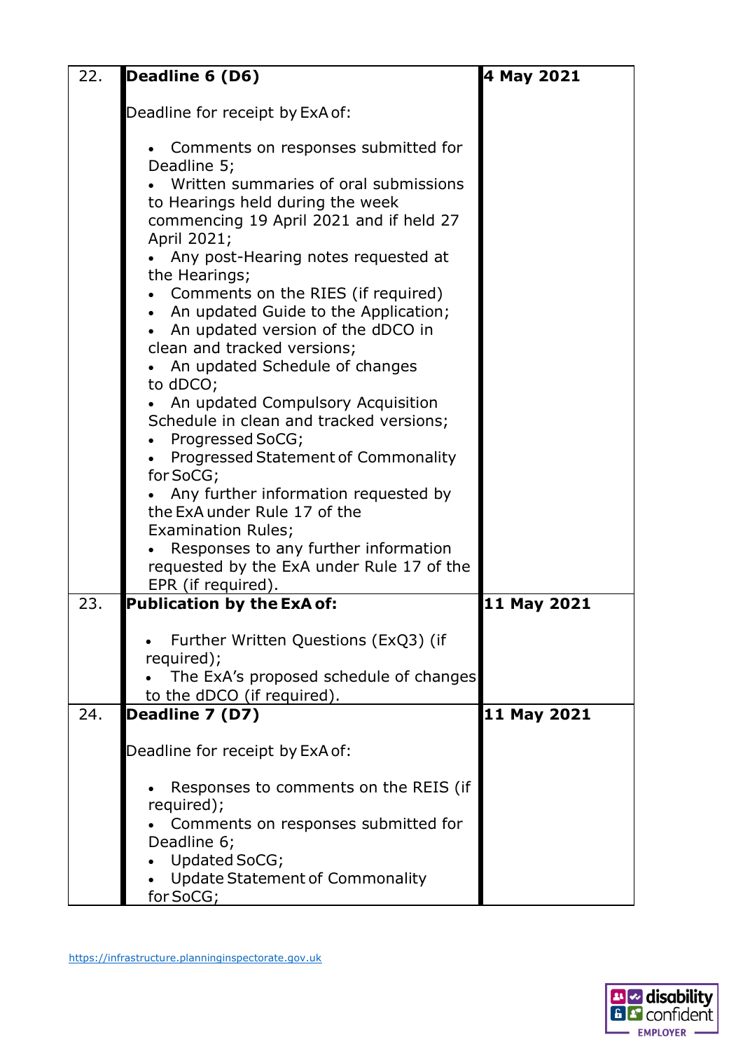| | | |
|---|---|---|
| 22. | **Deadline 6 (D6)**<br><br>Deadline for receipt by ExA of:<br><br>• Comments on responses submitted for Deadline 5;<br>• Written summaries of oral submissions to Hearings held during the week commencing 19 April 2021 and if held 27 April 2021;<br>• Any post-Hearing notes requested at the Hearings;<br>• Comments on the RIES (if required)<br>• An updated Guide to the Application;<br>• An updated version of the dDCO in clean and tracked versions;<br>• An updated Schedule of changes to dDCO;<br>• An updated Compulsory Acquisition Schedule in clean and tracked versions;<br>• Progressed SoCG;<br>• Progressed Statement of Commonality for SoCG;<br>• Any further information requested by the ExA under Rule 17 of the Examination Rules;<br>• Responses to any further information requested by the ExA under Rule 17 of the EPR (if required). | **4 May 2021** |
| 23. | **Publication by the ExA of:**<br><br>• Further Written Questions (ExQ3) (if required);<br>• The ExA's proposed schedule of changes to the dDCO (if required). | **11 May 2021** |
| 24. | **Deadline 7 (D7)**<br><br>Deadline for receipt by ExA of:<br><br>• Responses to comments on the REIS (if required);<br>• Comments on responses submitted for Deadline 6;<br>• Updated SoCG;<br>• Update Statement of Commonality for SoCG; | **11 May 2021** |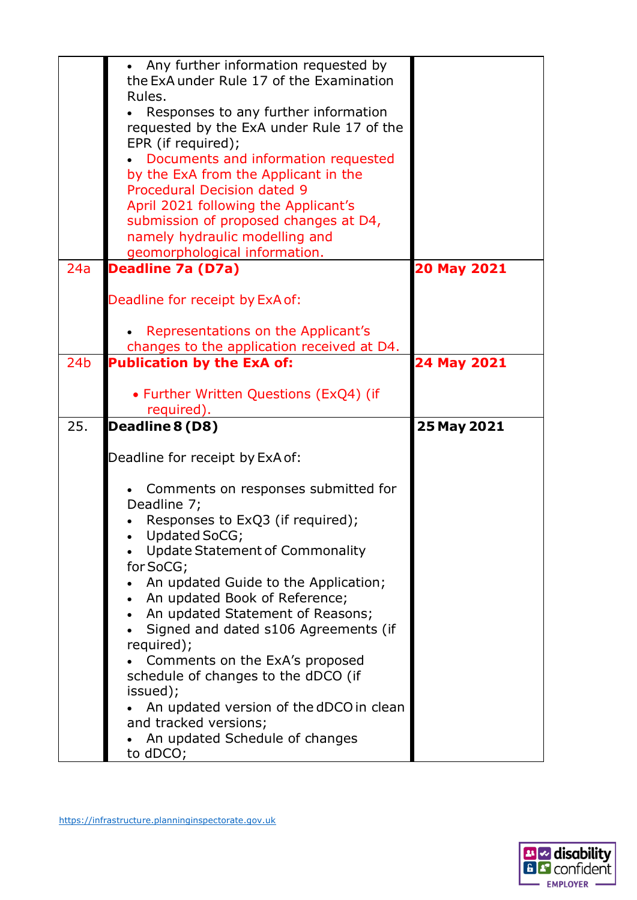| | | |
|---|---|---|
| | • Any further information requested by the ExA under Rule 17 of the Examination Rules.<br>• Responses to any further information requested by the ExA under Rule 17 of the EPR (if required);<br>• Documents and information requested by the ExA from the Applicant in the Procedural Decision dated 9 April 2021 following the Applicant's submission of proposed changes at D4, namely hydraulic modelling and geomorphological information. | |
| 24a | **Deadline 7a (D7a)**<br><br>Deadline for receipt by ExA of:<br><br>• Representations on the Applicant's changes to the application received at D4. | **20 May 2021** |
| 24b | **Publication by the ExA of:**<br><br>• Further Written Questions (ExQ4) (if required). | **24 May 2021** |
| 25. | **Deadline 8 (D8)**<br><br>Deadline for receipt by ExA of:<br><br>• Comments on responses submitted for Deadline 7;<br>• Responses to ExQ3 (if required);<br>• Updated SoCG;<br>• Update Statement of Commonality for SoCG;<br>• An updated Guide to the Application;<br>• An updated Book of Reference;<br>• An updated Statement of Reasons;<br>• Signed and dated s106 Agreements (if required);<br>• Comments on the ExA's proposed schedule of changes to the dDCO (if issued);<br>• An updated version of the dDCO in clean and tracked versions;<br>• An updated Schedule of changes to dDCO; | **25 May 2021** |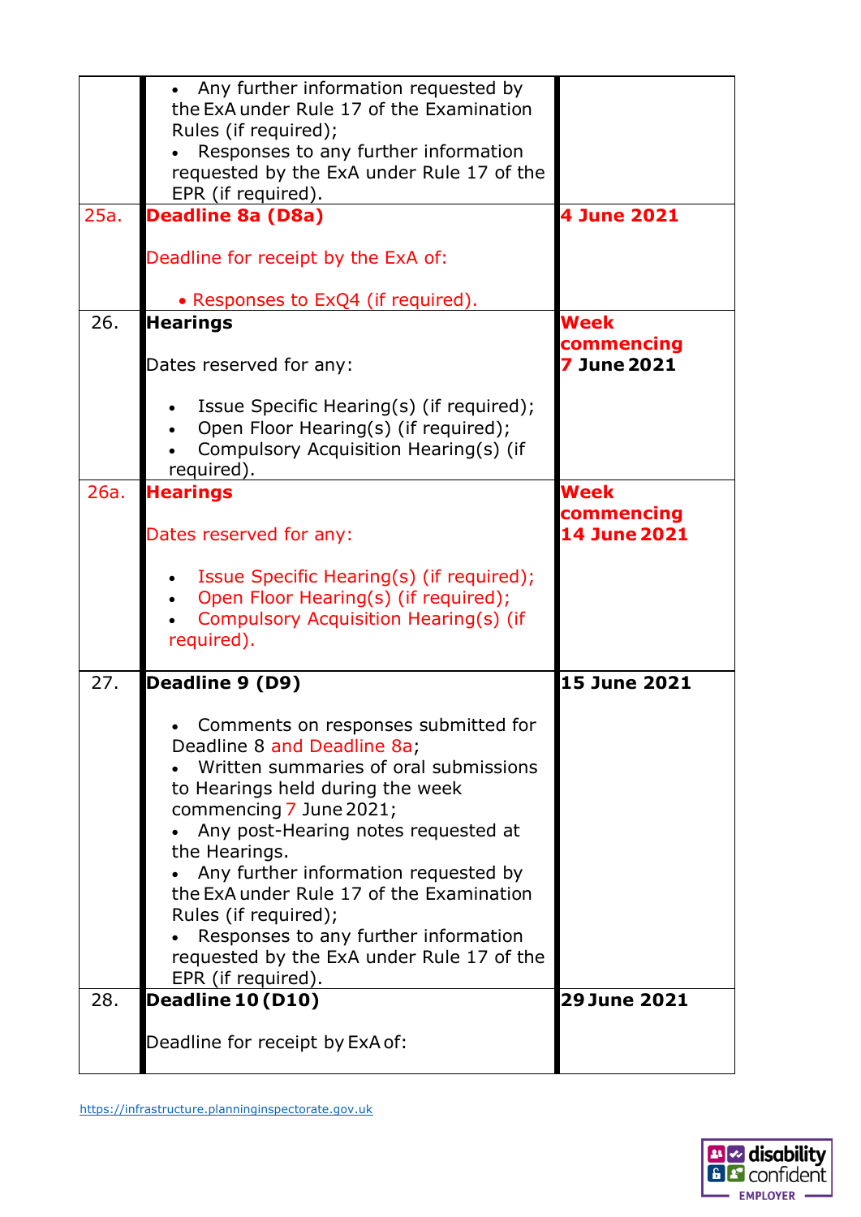| | | |
|---|---|---|
| | • Any further information requested by the ExA under Rule 17 of the Examination Rules (if required);<br>• Responses to any further information requested by the ExA under Rule 17 of the EPR (if required). | |
| 25a. | **Deadline 8a (D8a)**<br><br>Deadline for receipt by the ExA of:<br><br>• Responses to ExQ4 (if required). | **4 June 2021** |
| 26. | **Hearings**<br><br>Dates reserved for any:<br><br>• Issue Specific Hearing(s) (if required);<br>• Open Floor Hearing(s) (if required);<br>• Compulsory Acquisition Hearing(s) (if required). | **Week commencing 7 June 2021** |
| 26a. | **Hearings**<br><br>Dates reserved for any:<br><br>• Issue Specific Hearing(s) (if required);<br>• Open Floor Hearing(s) (if required);<br>• Compulsory Acquisition Hearing(s) (if required). | **Week commencing 14 June 2021** |
| 27. | **Deadline 9 (D9)**<br><br>• Comments on responses submitted for Deadline 8 and Deadline 8a;<br>• Written summaries of oral submissions to Hearings held during the week commencing 7 June 2021;<br>• Any post-Hearing notes requested at the Hearings.<br>• Any further information requested by the ExA under Rule 17 of the Examination Rules (if required);<br>• Responses to any further information requested by the ExA under Rule 17 of the EPR (if required). | **15 June 2021** |
| 28. | **Deadline 10 (D10)**<br><br>Deadline for receipt by ExA of: | **29 June 2021** |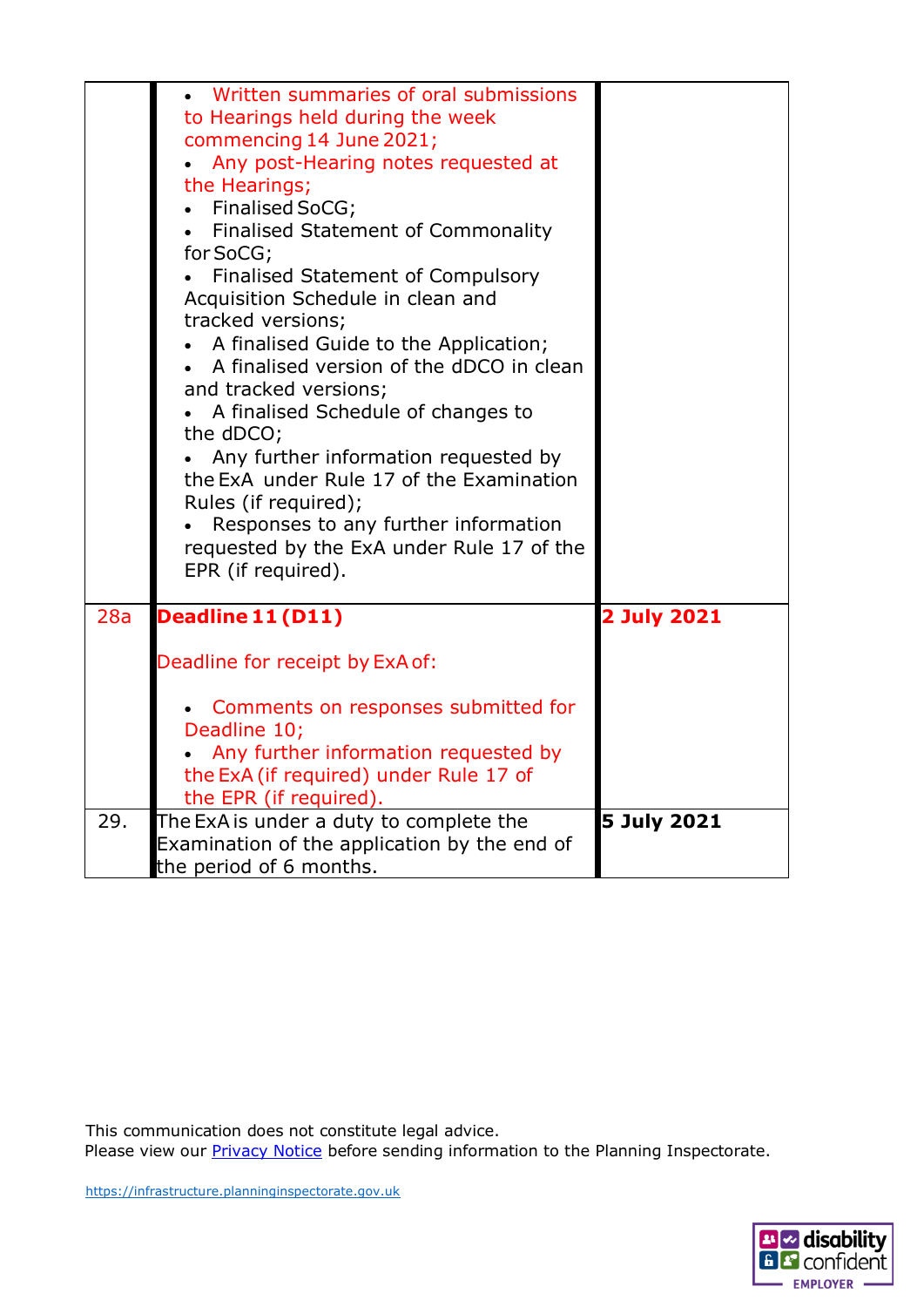| | | |
|---|---|---|
| | • Written summaries of oral submissions to Hearings held during the week commencing 14 June 2021;<br>• Any post-Hearing notes requested at the Hearings;<br>• Finalised SoCG;<br>• Finalised Statement of Commonality for SoCG;<br>• Finalised Statement of Compulsory Acquisition Schedule in clean and tracked versions;<br>• A finalised Guide to the Application;<br>• A finalised version of the dDCO in clean and tracked versions;<br>• A finalised Schedule of changes to the dDCO;<br>• Any further information requested by the ExA under Rule 17 of the Examination Rules (if required);<br>• Responses to any further information requested by the ExA under Rule 17 of the EPR (if required). | |
| 28a | **Deadline 11 (D11)**<br><br>Deadline for receipt by ExA of:<br><br>• Comments on responses submitted for Deadline 10;<br>• Any further information requested by the ExA (if required) under Rule 17 of the EPR (if required). | **2 July 2021** |
| 29. | The ExA is under a duty to complete the Examination of the application by the end of the period of 6 months. | **5 July 2021** |

This communication does not constitute legal advice.
Please view our Privacy Notice before sending information to the Planning Inspectorate.

https://infrastructure.planninginspectorate.gov.uk